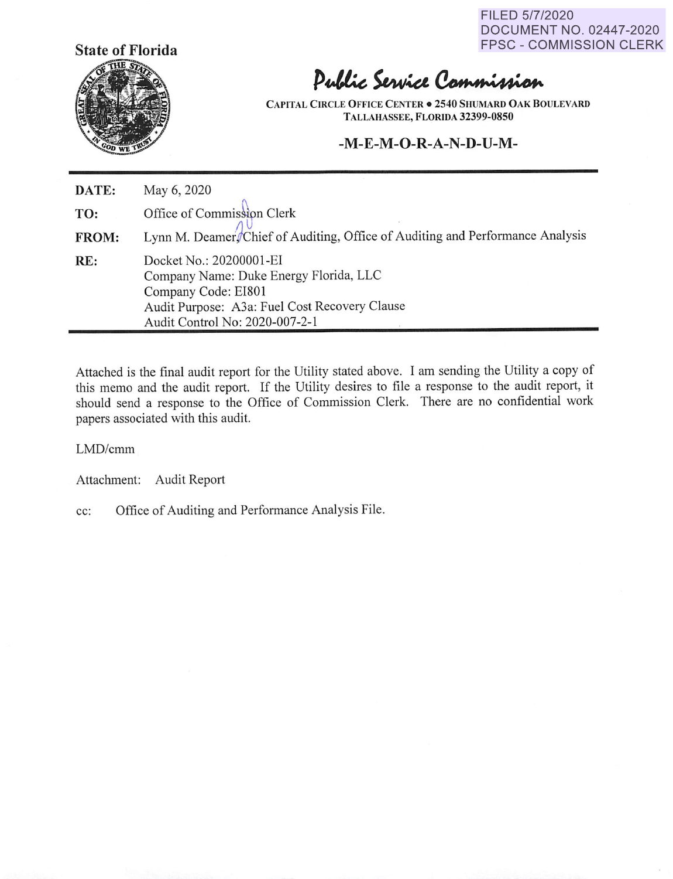FILED 5/7/2020
DOCUMENT NO. 02447-2020
FPSC - COMMISSION CLERK

**State of Florida**

# Public Service Commission

**CAPITAL CIRCLE OFFICE CENTER • 2540 SHUMARD OAK BOULEVARD**
**TALLAHASSEE, FLORIDA 32399-0850**

## -M-E-M-O-R-A-N-D-U-M-

| | |
|---|---|
| **DATE:** | May 6, 2020 |
| **TO:** | Office of Commission Clerk |
| **FROM:** | Lynn M. Deamer, Chief of Auditing, Office of Auditing and Performance Analysis |
| **RE:** | Docket No.: 20200001-EI<br>Company Name: Duke Energy Florida, LLC<br>Company Code: EI801<br>Audit Purpose: A3a: Fuel Cost Recovery Clause<br>Audit Control No: 2020-007-2-1 |

Attached is the final audit report for the Utility stated above. I am sending the Utility a copy of this memo and the audit report. If the Utility desires to file a response to the audit report, it should send a response to the Office of Commission Clerk. There are no confidential work papers associated with this audit.

LMD/cmm

Attachment: Audit Report

cc: Office of Auditing and Performance Analysis File.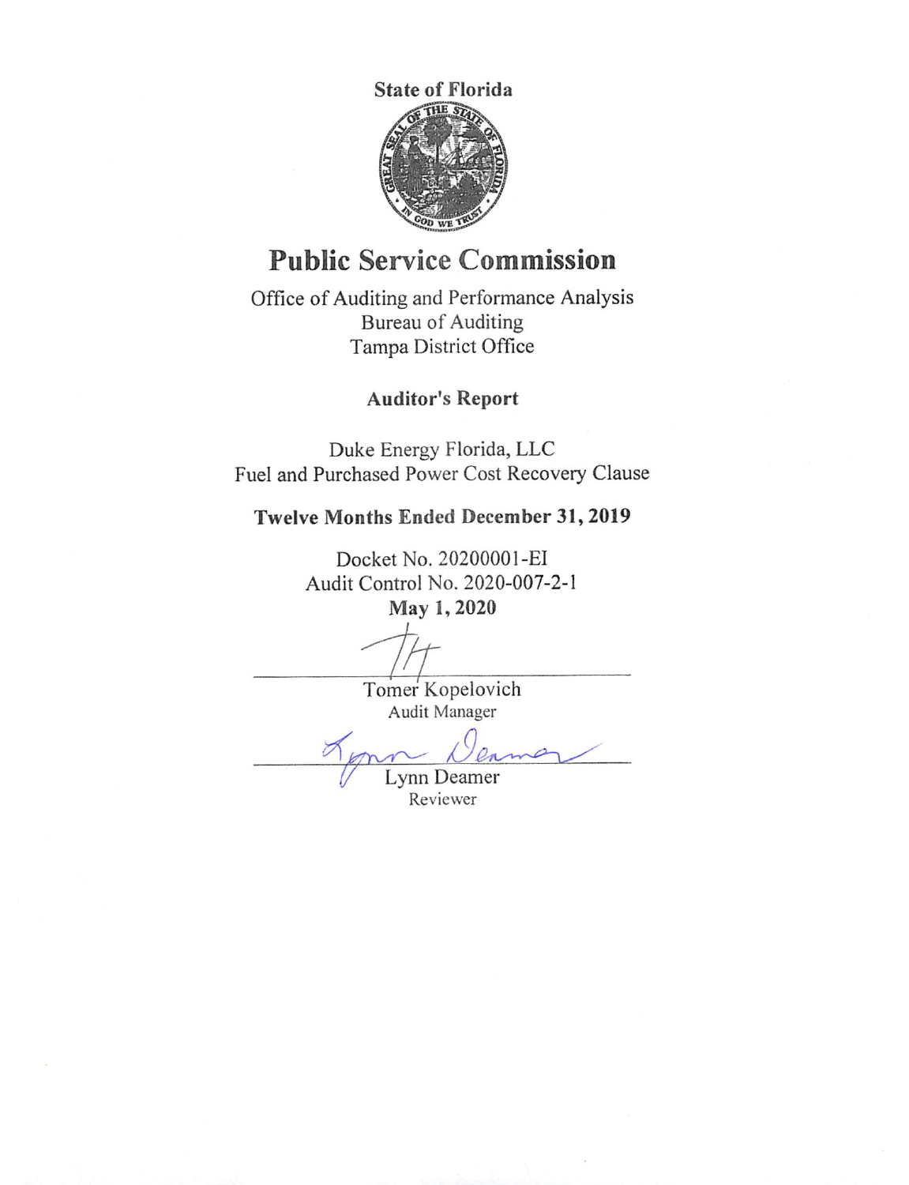**State of Florida**

# Public Service Commission

Office of Auditing and Performance Analysis
Bureau of Auditing
Tampa District Office

**Auditor's Report**

Duke Energy Florida, LLC
Fuel and Purchased Power Cost Recovery Clause

**Twelve Months Ended December 31, 2019**

Docket No. 20200001-EI
Audit Control No. 2020-007-2-1
**May 1, 2020**

Tomer Kopelovich
Audit Manager

Lynn Deamer
Reviewer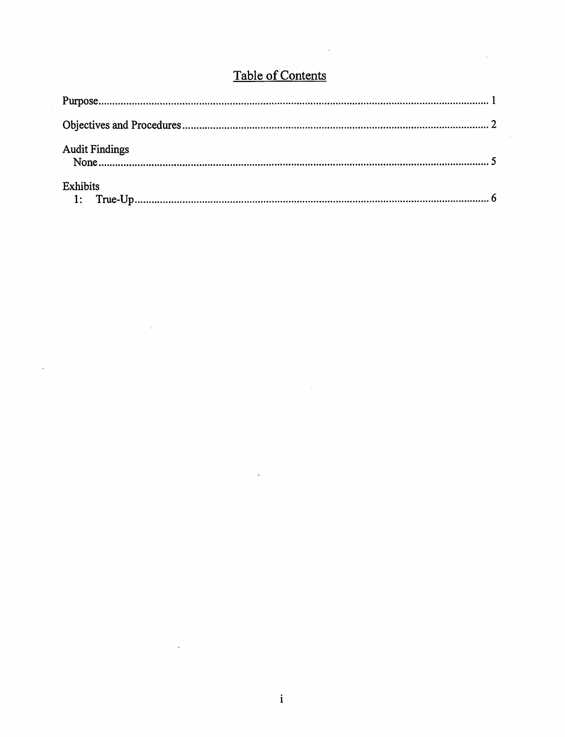# Table of Contents

Purpose .......... 1

Objectives and Procedures .......... 2

Audit Findings
- None .......... 5

Exhibits
- 1: True-Up .......... 6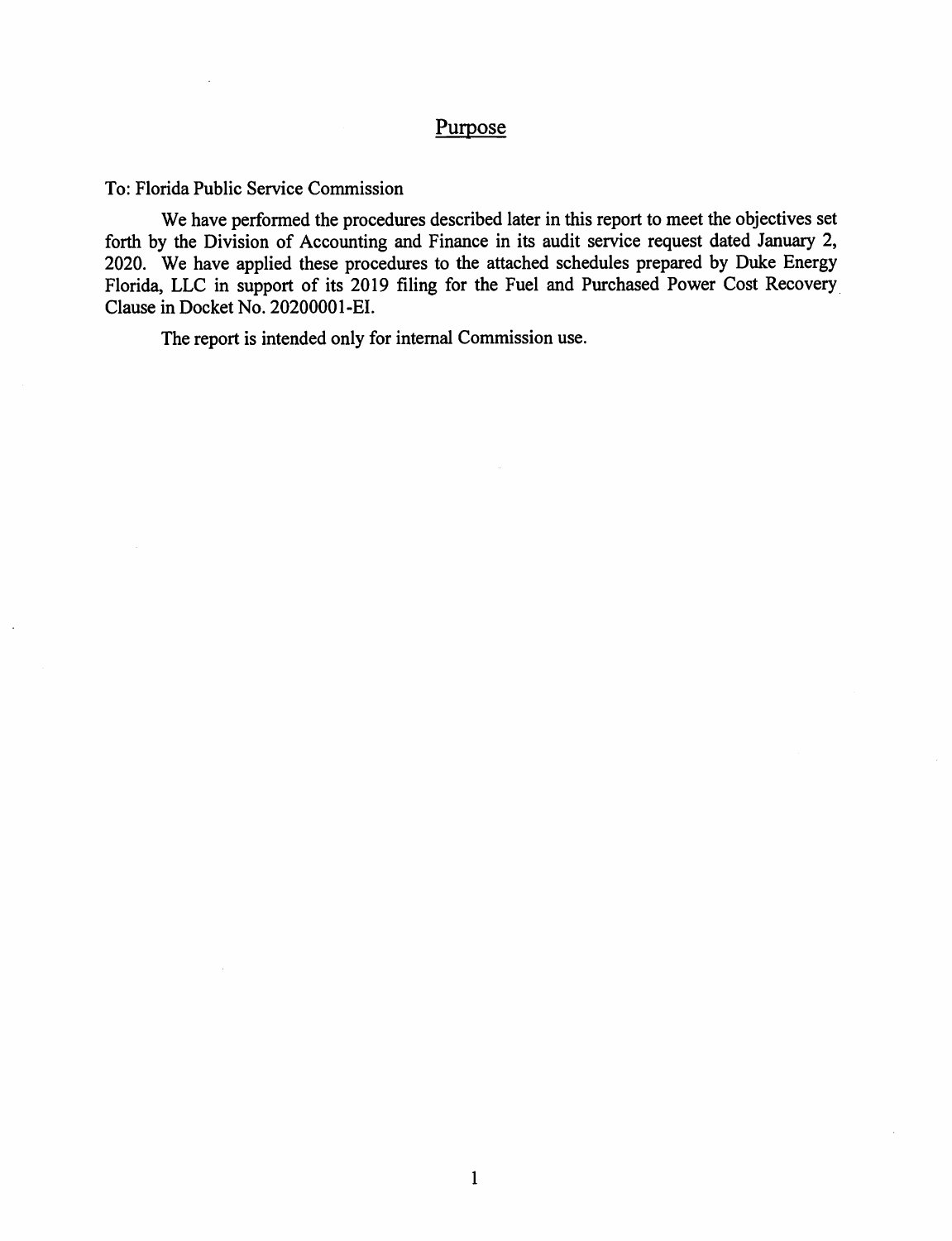# Purpose

To: Florida Public Service Commission

We have performed the procedures described later in this report to meet the objectives set forth by the Division of Accounting and Finance in its audit service request dated January 2, 2020. We have applied these procedures to the attached schedules prepared by Duke Energy Florida, LLC in support of its 2019 filing for the Fuel and Purchased Power Cost Recovery Clause in Docket No. 20200001-EI.

The report is intended only for internal Commission use.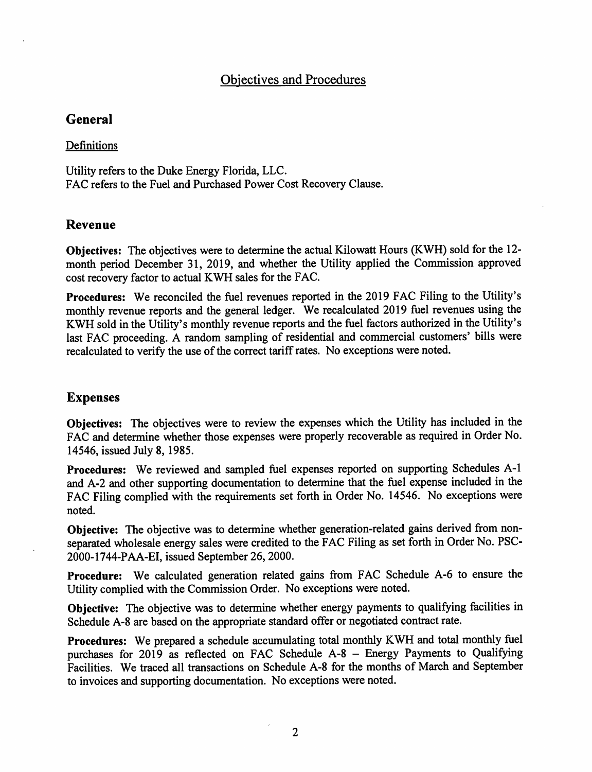# Objectives and Procedures

## General

Definitions

Utility refers to the Duke Energy Florida, LLC.
FAC refers to the Fuel and Purchased Power Cost Recovery Clause.

## Revenue

**Objectives:** The objectives were to determine the actual Kilowatt Hours (KWH) sold for the 12-month period December 31, 2019, and whether the Utility applied the Commission approved cost recovery factor to actual KWH sales for the FAC.

**Procedures:** We reconciled the fuel revenues reported in the 2019 FAC Filing to the Utility's monthly revenue reports and the general ledger. We recalculated 2019 fuel revenues using the KWH sold in the Utility's monthly revenue reports and the fuel factors authorized in the Utility's last FAC proceeding. A random sampling of residential and commercial customers' bills were recalculated to verify the use of the correct tariff rates. No exceptions were noted.

## Expenses

**Objectives:** The objectives were to review the expenses which the Utility has included in the FAC and determine whether those expenses were properly recoverable as required in Order No. 14546, issued July 8, 1985.

**Procedures:** We reviewed and sampled fuel expenses reported on supporting Schedules A-1 and A-2 and other supporting documentation to determine that the fuel expense included in the FAC Filing complied with the requirements set forth in Order No. 14546. No exceptions were noted.

**Objective:** The objective was to determine whether generation-related gains derived from non-separated wholesale energy sales were credited to the FAC Filing as set forth in Order No. PSC-2000-1744-PAA-EI, issued September 26, 2000.

**Procedure:** We calculated generation related gains from FAC Schedule A-6 to ensure the Utility complied with the Commission Order. No exceptions were noted.

**Objective:** The objective was to determine whether energy payments to qualifying facilities in Schedule A-8 are based on the appropriate standard offer or negotiated contract rate.

**Procedures:** We prepared a schedule accumulating total monthly KWH and total monthly fuel purchases for 2019 as reflected on FAC Schedule A-8 – Energy Payments to Qualifying Facilities. We traced all transactions on Schedule A-8 for the months of March and September to invoices and supporting documentation. No exceptions were noted.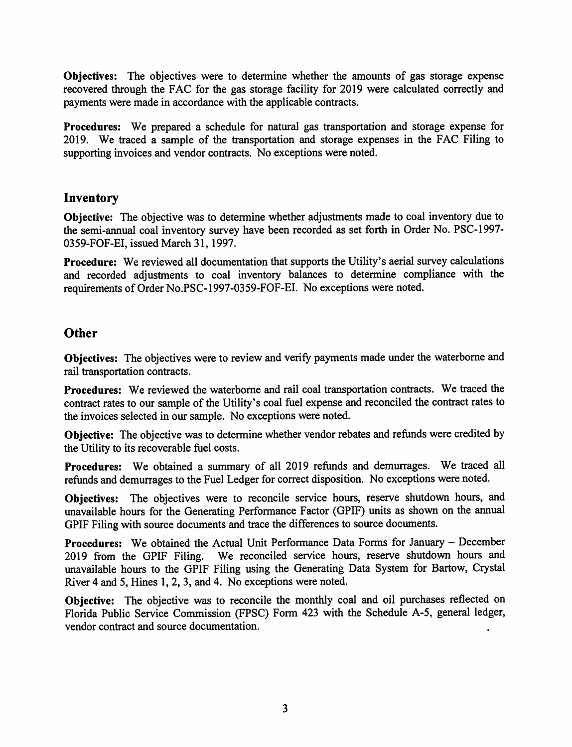**Objectives:** The objectives were to determine whether the amounts of gas storage expense recovered through the FAC for the gas storage facility for 2019 were calculated correctly and payments were made in accordance with the applicable contracts.

**Procedures:** We prepared a schedule for natural gas transportation and storage expense for 2019. We traced a sample of the transportation and storage expenses in the FAC Filing to supporting invoices and vendor contracts. No exceptions were noted.

## Inventory

**Objective:** The objective was to determine whether adjustments made to coal inventory due to the semi-annual coal inventory survey have been recorded as set forth in Order No. PSC-1997-0359-FOF-EI, issued March 31, 1997.

**Procedure:** We reviewed all documentation that supports the Utility's aerial survey calculations and recorded adjustments to coal inventory balances to determine compliance with the requirements of Order No.PSC-1997-0359-FOF-EI. No exceptions were noted.

## Other

**Objectives:** The objectives were to review and verify payments made under the waterborne and rail transportation contracts.

**Procedures:** We reviewed the waterborne and rail coal transportation contracts. We traced the contract rates to our sample of the Utility's coal fuel expense and reconciled the contract rates to the invoices selected in our sample. No exceptions were noted.

**Objective:** The objective was to determine whether vendor rebates and refunds were credited by the Utility to its recoverable fuel costs.

**Procedures:** We obtained a summary of all 2019 refunds and demurrages. We traced all refunds and demurrages to the Fuel Ledger for correct disposition. No exceptions were noted.

**Objectives:** The objectives were to reconcile service hours, reserve shutdown hours, and unavailable hours for the Generating Performance Factor (GPIF) units as shown on the annual GPIF Filing with source documents and trace the differences to source documents.

**Procedures:** We obtained the Actual Unit Performance Data Forms for January – December 2019 from the GPIF Filing. We reconciled service hours, reserve shutdown hours and unavailable hours to the GPIF Filing using the Generating Data System for Bartow, Crystal River 4 and 5, Hines 1, 2, 3, and 4. No exceptions were noted.

**Objective:** The objective was to reconcile the monthly coal and oil purchases reflected on Florida Public Service Commission (FPSC) Form 423 with the Schedule A-5, general ledger, vendor contract and source documentation.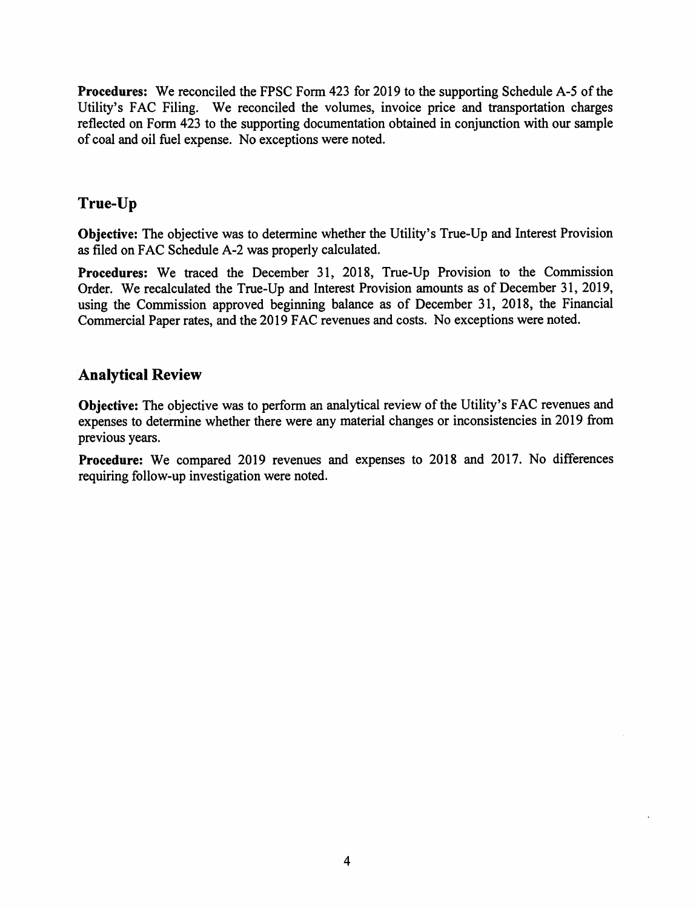**Procedures:** We reconciled the FPSC Form 423 for 2019 to the supporting Schedule A-5 of the Utility's FAC Filing. We reconciled the volumes, invoice price and transportation charges reflected on Form 423 to the supporting documentation obtained in conjunction with our sample of coal and oil fuel expense. No exceptions were noted.

## True-Up

**Objective:** The objective was to determine whether the Utility's True-Up and Interest Provision as filed on FAC Schedule A-2 was properly calculated.

**Procedures:** We traced the December 31, 2018, True-Up Provision to the Commission Order. We recalculated the True-Up and Interest Provision amounts as of December 31, 2019, using the Commission approved beginning balance as of December 31, 2018, the Financial Commercial Paper rates, and the 2019 FAC revenues and costs. No exceptions were noted.

## Analytical Review

**Objective:** The objective was to perform an analytical review of the Utility's FAC revenues and expenses to determine whether there were any material changes or inconsistencies in 2019 from previous years.

**Procedure:** We compared 2019 revenues and expenses to 2018 and 2017. No differences requiring follow-up investigation were noted.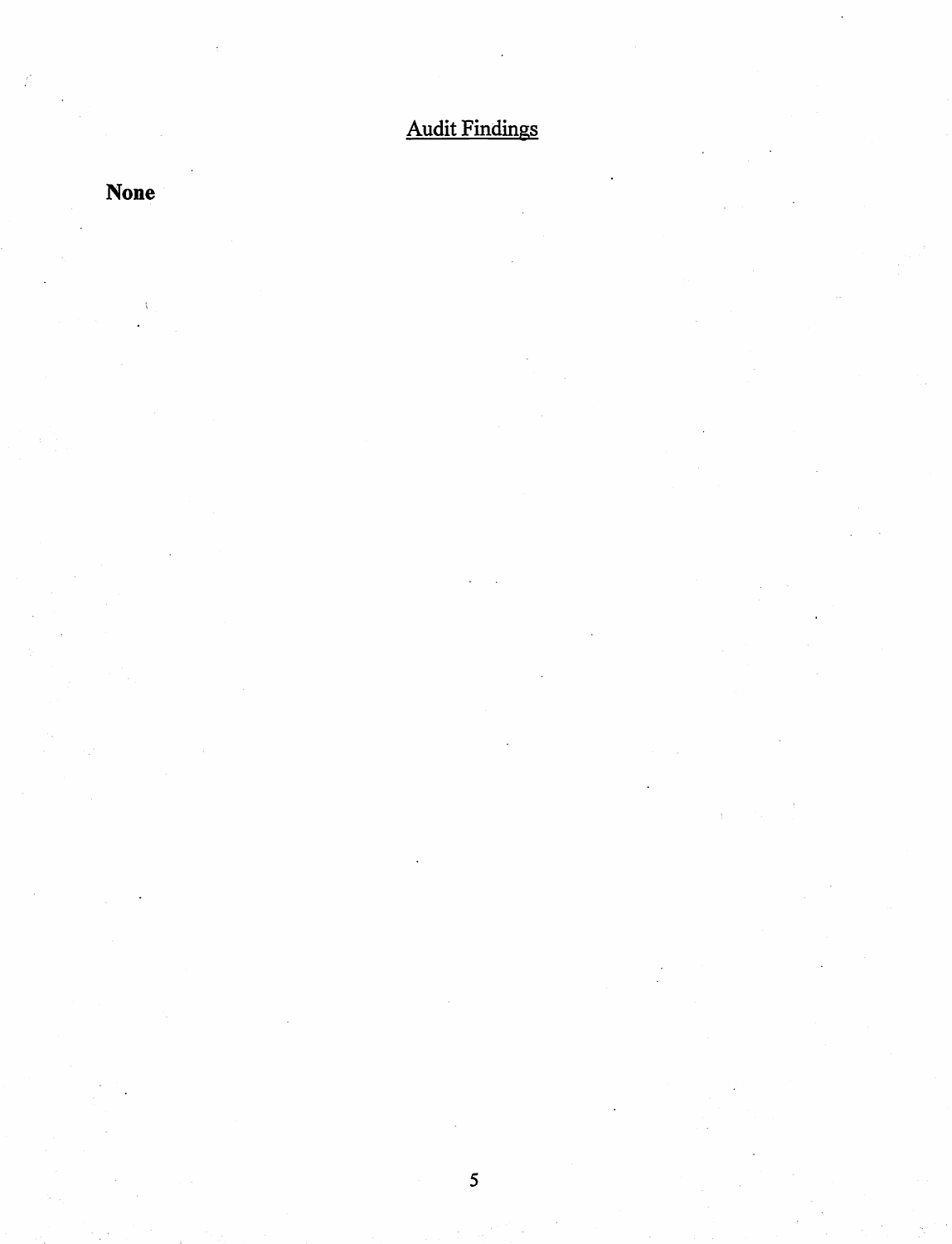## Audit Findings

**None**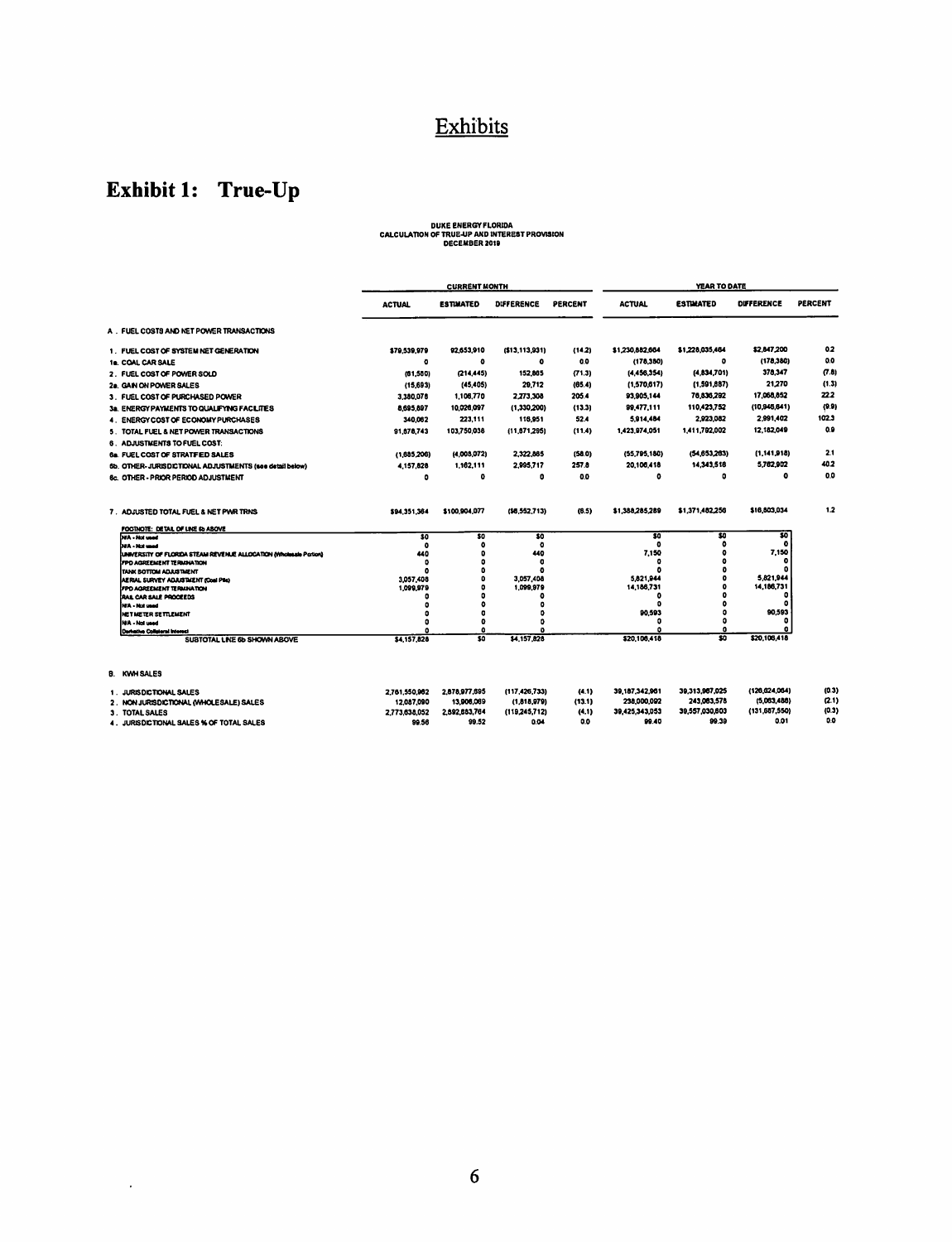# Exhibits

## Exhibit 1: True-Up

DUKE ENERGY FLORIDA
CALCULATION OF TRUE-UP AND INTEREST PROVISION
DECEMBER 2019

| | CURRENT MONTH | | | | YEAR TO DATE | | | |
|---|---|---|---|---|---|---|---|---|
| | ACTUAL | ESTIMATED | DIFFERENCE | PERCENT | ACTUAL | ESTIMATED | DIFFERENCE | PERCENT |
| A . FUEL COSTS AND NET POWER TRANSACTIONS | | | | | | | | |
| 1 . FUEL COST OF SYSTEM NET GENERATION | $79,539,979 | 92,653,910 | ($13,113,931) | (14.2) | $1,230,882,664 | $1,228,035,464 | $2,847,200 | 0.2 |
| 1a. COAL CAR SALE | 0 | 0 | 0 | 0.0 | (178,380) | 0 | (178,380) | 0.0 |
| 2 . FUEL COST OF POWER SOLD | (61,580) | (214,445) | 152,865 | (71.3) | (4,456,354) | (4,834,701) | 378,347 | (7.8) |
| 2a. GAIN ON POWER SALES | (15,693) | (45,405) | 29,712 | (65.4) | (1,570,617) | (1,591,887) | 21,270 | (1.3) |
| 3 . FUEL COST OF PURCHASED POWER | 3,380,078 | 1,106,770 | 2,273,308 | 205.4 | 93,905,144 | 76,836,292 | 17,068,852 | 22.2 |
| 3a. ENERGY PAYMENTS TO QUALIFYING FACILITIES | 8,695,897 | 10,026,097 | (1,330,200) | (13.3) | 99,477,111 | 110,423,752 | (10,946,641) | (9.9) |
| 4 . ENERGY COST OF ECONOMY PURCHASES | 340,062 | 223,111 | 116,951 | 52.4 | 5,914,484 | 2,923,082 | 2,991,402 | 102.3 |
| 5 . TOTAL FUEL & NET POWER TRANSACTIONS | 91,878,743 | 103,750,038 | (11,871,295) | (11.4) | 1,423,974,051 | 1,411,792,002 | 12,182,049 | 0.9 |
| 6 . ADJUSTMENTS TO FUEL COST: | | | | | | | | |
| 6a. FUEL COST OF STRATIFIED SALES | (1,685,206) | (4,008,072) | 2,322,865 | (58.0) | (55,795,180) | (54,653,263) | (1,141,918) | 2.1 |
| 6b. OTHER- JURISDICTIONAL ADJUSTMENTS (see detail below) | 4,157,828 | 1,162,111 | 2,995,717 | 257.8 | 20,106,418 | 14,343,516 | 5,762,902 | 40.2 |
| 6c. OTHER - PRIOR PERIOD ADJUSTMENT | 0 | 0 | 0 | 0.0 | 0 | 0 | 0 | 0.0 |
| 7 . ADJUSTED TOTAL FUEL & NET PWR TRNS | $94,351,364 | $100,904,077 | ($6,552,713) | (6.5) | $1,388,285,289 | $1,371,482,256 | $16,803,034 | 1.2 |

| FOOTNOTE: DETAIL OF LINE 6b ABOVE | | | | | | |
|---|---|---|---|---|---|---|
| N/A - Not used | $0 | $0 | $0 | $0 | $0 | $0 |
| N/A - Not used | 0 | 0 | 0 | 0 | 0 | 0 |
| UNIVERSITY OF FLORIDA STEAM REVENUE ALLOCATION (Wholesale Portion) | 440 | 0 | 440 | 7,150 | 0 | 7,150 |
| FPO AGREEMENT TERMINATION | 0 | 0 | 0 | 0 | 0 | 0 |
| TANK BOTTOM ADJUSTMENT | 0 | 0 | 0 | 0 | 0 | 0 |
| AERIAL SURVEY ADJUSTMENT (Coal Pile) | 3,057,408 | 0 | 3,057,408 | 5,821,944 | 0 | 5,821,944 |
| FPO AGREEMENT TERMINATION | 1,099,979 | 0 | 1,099,979 | 14,186,731 | 0 | 14,186,731 |
| RAIL CAR SALE PROCEEDS | 0 | 0 | 0 | 0 | 0 | 0 |
| N/A - Not used | 0 | 0 | 0 | 0 | 0 | 0 |
| NET METER SETTLEMENT | 0 | 0 | 0 | 90,593 | 0 | 90,593 |
| N/A - Not used | 0 | 0 | 0 | 0 | 0 | 0 |
| Derivative Collateral Interest | 0 | 0 | 0 | 0 | 0 | 0 |
| SUBTOTAL LINE 6b SHOWN ABOVE | $4,157,828 | $0 | $4,157,828 | $20,106,418 | $0 | $20,106,418 |

| B. KWH SALES | ACTUAL | ESTIMATED | DIFFERENCE | PERCENT | ACTUAL | ESTIMATED | DIFFERENCE | PERCENT |
|---|---|---|---|---|---|---|---|---|
| 1 . JURISDICTIONAL SALES | 2,761,550,962 | 2,878,977,695 | (117,426,733) | (4.1) | 39,187,342,961 | 39,313,967,025 | (126,624,064) | (0.3) |
| 2 . NON JURISDICTIONAL (WHOLESALE) SALES | 12,087,090 | 13,906,069 | (1,818,979) | (13.1) | 238,000,092 | 243,063,578 | (5,063,486) | (2.1) |
| 3 . TOTAL SALES | 2,773,638,052 | 2,892,883,764 | (119,245,712) | (4.1) | 39,425,343,053 | 39,557,030,603 | (131,687,550) | (0.3) |
| 4 . JURISDICTIONAL SALES % OF TOTAL SALES | 99.56 | 99.52 | 0.04 | 0.0 | 99.40 | 99.39 | 0.01 | 0.0 |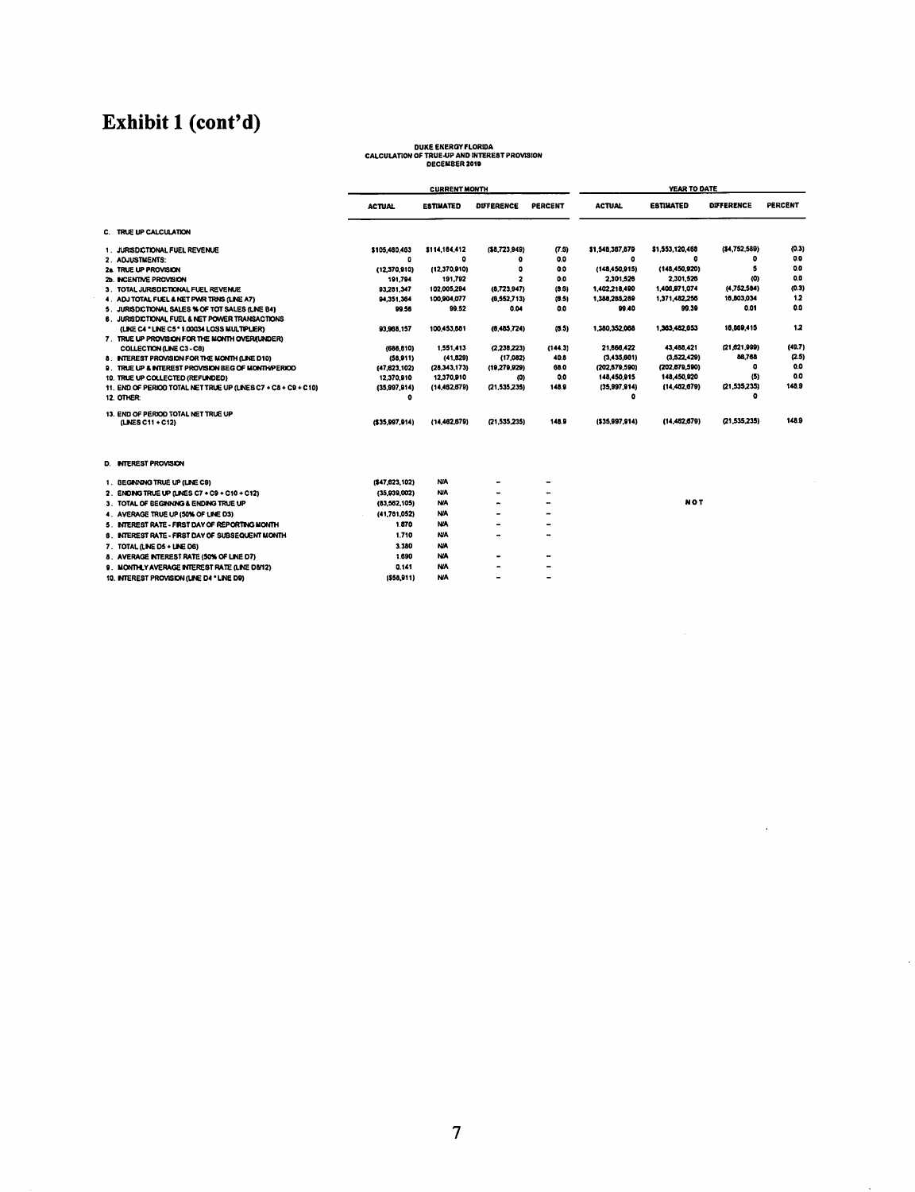# Exhibit 1 (cont'd)

DUKE ENERGY FLORIDA
CALCULATION OF TRUE-UP AND INTEREST PROVISION
DECEMBER 2019

| | CURRENT MONTH | | | | YEAR TO DATE | | | |
|---|---|---|---|---|---|---|---|---|
| | ACTUAL | ESTIMATED | DIFFERENCE | PERCENT | ACTUAL | ESTIMATED | DIFFERENCE | PERCENT |
| **C. TRUE UP CALCULATION** | | | | | | | | |
| 1. JURISDICTIONAL FUEL REVENUE | $105,460,463 | $114,184,412 | ($8,723,949) | (7.6) | $1,548,367,879 | $1,553,120,468 | ($4,752,589) | (0.3) |
| 2. ADJUSTMENTS: | 0 | 0 | 0 | 0.0 | 0 | 0 | 0 | 0.0 |
| 2a. TRUE UP PROVISION | (12,370,910) | (12,370,910) | 0 | 0.0 | (148,450,915) | (148,450,920) | 5 | 0.0 |
| 2b. INCENTIVE PROVISION | 191,794 | 191,792 | 2 | 0.0 | 2,301,526 | 2,301,526 | (0) | 0.0 |
| 3. TOTAL JURISDICTIONAL FUEL REVENUE | 93,281,347 | 102,005,294 | (8,723,947) | (8.6) | 1,402,218,490 | 1,406,971,074 | (4,752,584) | (0.3) |
| 4. ADJ TOTAL FUEL & NET PWR TRNS (LINE A7) | 94,351,364 | 100,904,077 | (6,552,713) | (6.5) | 1,388,285,289 | 1,371,482,256 | 16,803,034 | 1.2 |
| 5. JURISDICTIONAL SALES % OF TOT SALES (LINE B4) | 99.56 | 99.52 | 0.04 | 0.0 | 99.40 | 99.39 | 0.01 | 0.0 |
| 6. JURISDICTIONAL FUEL & NET POWER TRANSACTIONS (LINE C4 * LINE C5 * 1.00034 LOSS MULTIPLIER) | 93,968,157 | 100,453,881 | (6,485,724) | (6.5) | 1,380,352,068 | 1,363,482,653 | 16,869,415 | 1.2 |
| 7. TRUE UP PROVISION FOR THE MONTH OVER/(UNDER) COLLECTION (LINE C3 - C6) | (686,810) | 1,551,413 | (2,238,223) | (144.3) | 21,866,422 | 43,488,421 | (21,621,999) | (49.7) |
| 8. INTEREST PROVISION FOR THE MONTH (LINE D10) | (58,911) | (41,829) | (17,082) | 40.8 | (3,435,661) | (3,522,429) | 86,768 | (2.5) |
| 9. TRUE UP & INTEREST PROVISION BEG OF MONTH/PERIOD | (47,623,102) | (28,343,173) | (19,279,929) | 68.0 | (202,879,590) | (202,879,590) | 0 | 0.0 |
| 10. TRUE UP COLLECTED (REFUNDED) | 12,370,910 | 12,370,910 | (0) | 0.0 | 148,450,915 | 148,450,920 | (5) | 0.0 |
| 11. END OF PERIOD TOTAL NET TRUE UP (LINES C7 + C8 + C9 + C10) | (35,997,914) | (14,462,679) | (21,535,235) | 148.9 | (35,997,914) | (14,462,679) | (21,535,235) | 148.9 |
| 12. OTHER: | 0 | | | | 0 | | 0 | |
| 13. END OF PERIOD TOTAL NET TRUE UP (LINES C11 + C12) | ($35,997,914) | (14,462,679) | (21,535,235) | 148.9 | ($35,997,914) | (14,462,679) | (21,535,235) | 148.9 |

| | | | | | |
|---|---|---|---|---|---|
| **D. INTEREST PROVISION** | | | | | |
| 1. BEGINNING TRUE UP (LINE C9) | ($47,623,102) | N/A | - | - | |
| 2. ENDING TRUE UP (LINES C7 + C9 + C10 + C12) | (35,939,002) | N/A | - | - | |
| 3. TOTAL OF BEGINNING & ENDING TRUE UP | (83,562,105) | N/A | - | - | NOT |
| 4. AVERAGE TRUE UP (50% OF LINE D3) | (41,781,052) | N/A | - | - | |
| 5. INTEREST RATE - FIRST DAY OF REPORTING MONTH | 1.870 | N/A | - | - | |
| 6. INTEREST RATE - FIRST DAY OF SUBSEQUENT MONTH | 1.710 | N/A | - | - | |
| 7. TOTAL (LINE D5 + LINE D6) | 3.580 | N/A | | | |
| 8. AVERAGE INTEREST RATE (50% OF LINE D7) | 1.690 | N/A | - | - | |
| 9. MONTHLY AVERAGE INTEREST RATE (LINE D8/12) | 0.141 | N/A | - | - | |
| 10. INTEREST PROVISION (LINE D4 * LINE D9) | ($58,911) | N/A | - | - | |